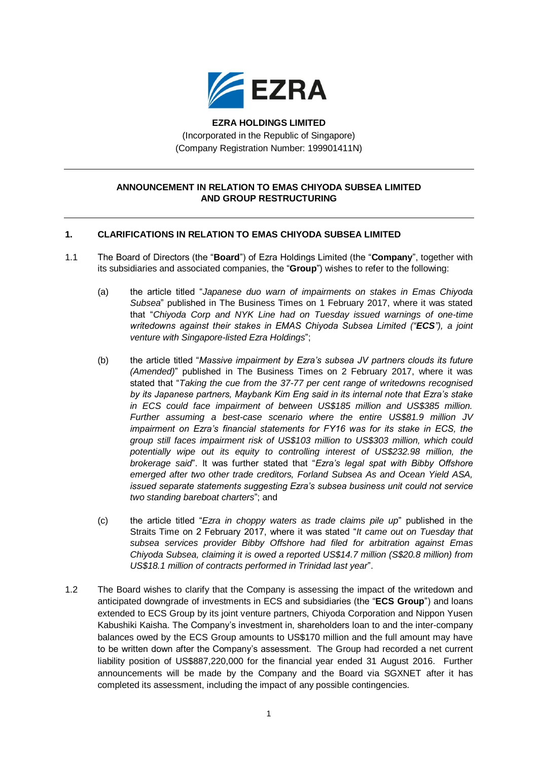# EZRA HOLDINGS LIMITED

(Incorporated in the Republic of Singapore)
(Company Registration Number: 199901411N)

---

## ANNOUNCEMENT IN RELATION TO EMAS CHIYODA SUBSEA LIMITED AND GROUP RESTRUCTURING

---

### 1. CLARIFICATIONS IN RELATION TO EMAS CHIYODA SUBSEA LIMITED

1.1 The Board of Directors (the "**Board**") of Ezra Holdings Limited (the "**Company**", together with its subsidiaries and associated companies, the "**Group**") wishes to refer to the following:

(a) the article titled "*Japanese duo warn of impairments on stakes in Emas Chiyoda Subsea*" published in The Business Times on 1 February 2017, where it was stated that "*Chiyoda Corp and NYK Line had on Tuesday issued warnings of one-time writedowns against their stakes in EMAS Chiyoda Subsea Limited ("**ECS**"), a joint venture with Singapore-listed Ezra Holdings*";

(b) the article titled "*Massive impairment by Ezra's subsea JV partners clouds its future (Amended)*" published in The Business Times on 2 February 2017, where it was stated that "*Taking the cue from the 37-77 per cent range of writedowns recognised by its Japanese partners, Maybank Kim Eng said in its internal note that Ezra's stake in ECS could face impairment of between US$185 million and US$385 million. Further assuming a best-case scenario where the entire US$81.9 million JV impairment on Ezra's financial statements for FY16 was for its stake in ECS, the group still faces impairment risk of US$103 million to US$303 million, which could potentially wipe out its equity to controlling interest of US$232.98 million, the brokerage said*". It was further stated that "*Ezra's legal spat with Bibby Offshore emerged after two other trade creditors, Forland Subsea As and Ocean Yield ASA, issued separate statements suggesting Ezra's subsea business unit could not service two standing bareboat charters*"; and

(c) the article titled "*Ezra in choppy waters as trade claims pile up*" published in the Straits Time on 2 February 2017, where it was stated "*It came out on Tuesday that subsea services provider Bibby Offshore had filed for arbitration against Emas Chiyoda Subsea, claiming it is owed a reported US$14.7 million (S$20.8 million) from US$18.1 million of contracts performed in Trinidad last year*".

1.2 The Board wishes to clarify that the Company is assessing the impact of the writedown and anticipated downgrade of investments in ECS and subsidiaries (the "**ECS Group**") and loans extended to ECS Group by its joint venture partners, Chiyoda Corporation and Nippon Yusen Kabushiki Kaisha. The Company's investment in, shareholders loan to and the inter-company balances owed by the ECS Group amounts to US$170 million and the full amount may have to be written down after the Company's assessment. The Group had recorded a net current liability position of US$887,220,000 for the financial year ended 31 August 2016. Further announcements will be made by the Company and the Board via SGXNET after it has completed its assessment, including the impact of any possible contingencies.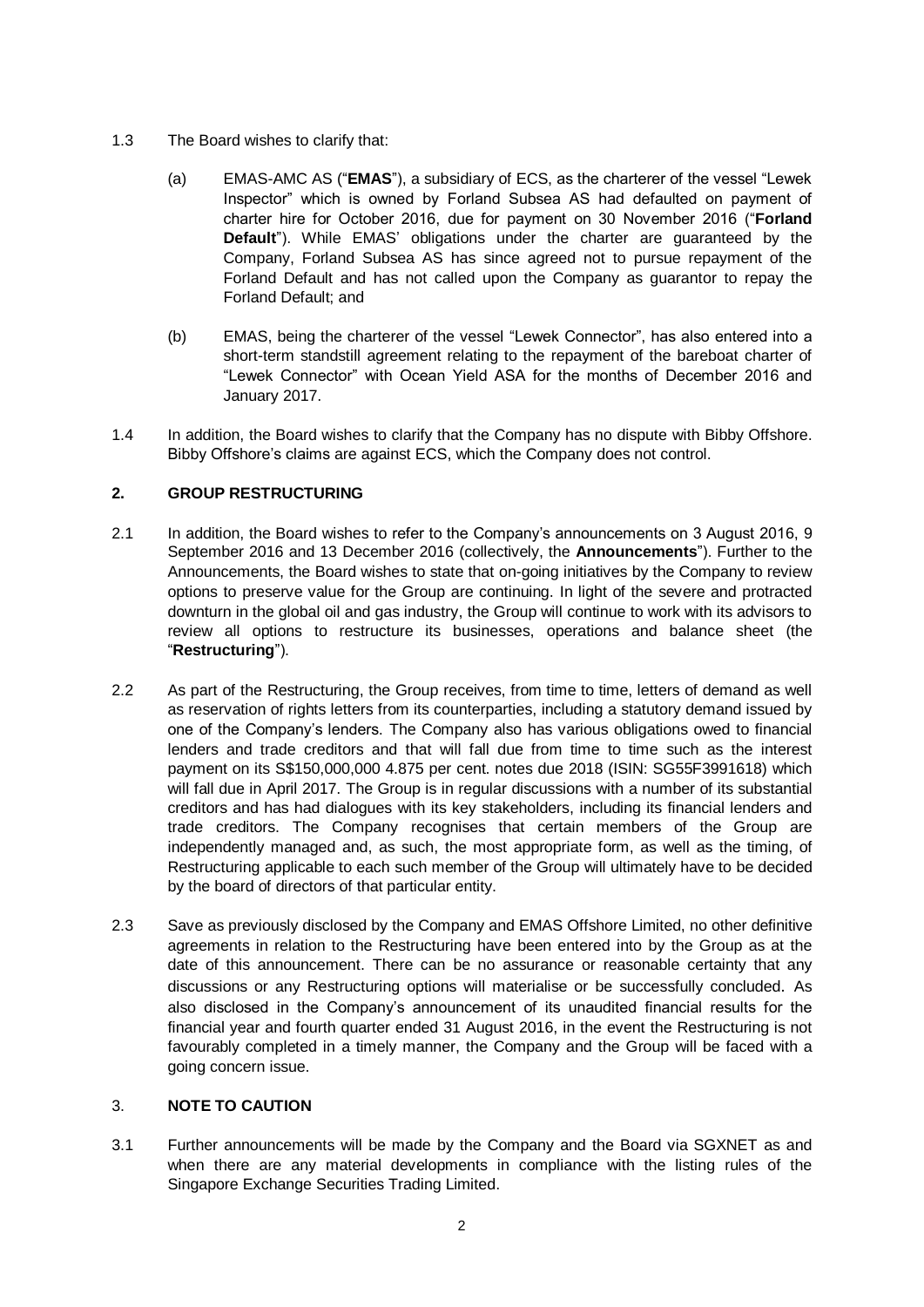1.3 The Board wishes to clarify that:

(a) EMAS-AMC AS ("**EMAS**"), a subsidiary of ECS, as the charterer of the vessel "Lewek Inspector" which is owned by Forland Subsea AS had defaulted on payment of charter hire for October 2016, due for payment on 30 November 2016 ("**Forland Default**"). While EMAS' obligations under the charter are guaranteed by the Company, Forland Subsea AS has since agreed not to pursue repayment of the Forland Default and has not called upon the Company as guarantor to repay the Forland Default; and

(b) EMAS, being the charterer of the vessel "Lewek Connector", has also entered into a short-term standstill agreement relating to the repayment of the bareboat charter of "Lewek Connector" with Ocean Yield ASA for the months of December 2016 and January 2017.

1.4 In addition, the Board wishes to clarify that the Company has no dispute with Bibby Offshore. Bibby Offshore's claims are against ECS, which the Company does not control.

## 2. GROUP RESTRUCTURING

2.1 In addition, the Board wishes to refer to the Company's announcements on 3 August 2016, 9 September 2016 and 13 December 2016 (collectively, the **Announcements**"). Further to the Announcements, the Board wishes to state that on-going initiatives by the Company to review options to preserve value for the Group are continuing. In light of the severe and protracted downturn in the global oil and gas industry, the Group will continue to work with its advisors to review all options to restructure its businesses, operations and balance sheet (the "**Restructuring**").

2.2 As part of the Restructuring, the Group receives, from time to time, letters of demand as well as reservation of rights letters from its counterparties, including a statutory demand issued by one of the Company's lenders. The Company also has various obligations owed to financial lenders and trade creditors and that will fall due from time to time such as the interest payment on its S$150,000,000 4.875 per cent. notes due 2018 (ISIN: SG55F3991618) which will fall due in April 2017. The Group is in regular discussions with a number of its substantial creditors and has had dialogues with its key stakeholders, including its financial lenders and trade creditors. The Company recognises that certain members of the Group are independently managed and, as such, the most appropriate form, as well as the timing, of Restructuring applicable to each such member of the Group will ultimately have to be decided by the board of directors of that particular entity.

2.3 Save as previously disclosed by the Company and EMAS Offshore Limited, no other definitive agreements in relation to the Restructuring have been entered into by the Group as at the date of this announcement. There can be no assurance or reasonable certainty that any discussions or any Restructuring options will materialise or be successfully concluded. As also disclosed in the Company's announcement of its unaudited financial results for the financial year and fourth quarter ended 31 August 2016, in the event the Restructuring is not favourably completed in a timely manner, the Company and the Group will be faced with a going concern issue.

## 3. NOTE TO CAUTION

3.1 Further announcements will be made by the Company and the Board via SGXNET as and when there are any material developments in compliance with the listing rules of the Singapore Exchange Securities Trading Limited.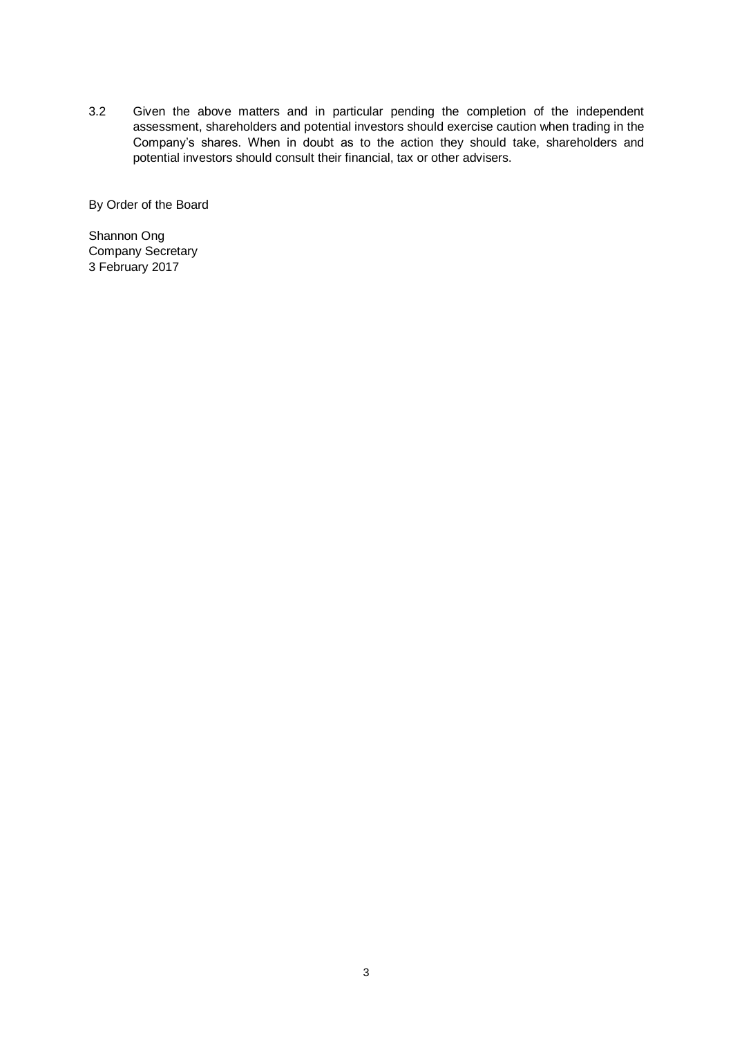3.2 Given the above matters and in particular pending the completion of the independent assessment, shareholders and potential investors should exercise caution when trading in the Company's shares. When in doubt as to the action they should take, shareholders and potential investors should consult their financial, tax or other advisers.

By Order of the Board

Shannon Ong
Company Secretary
3 February 2017